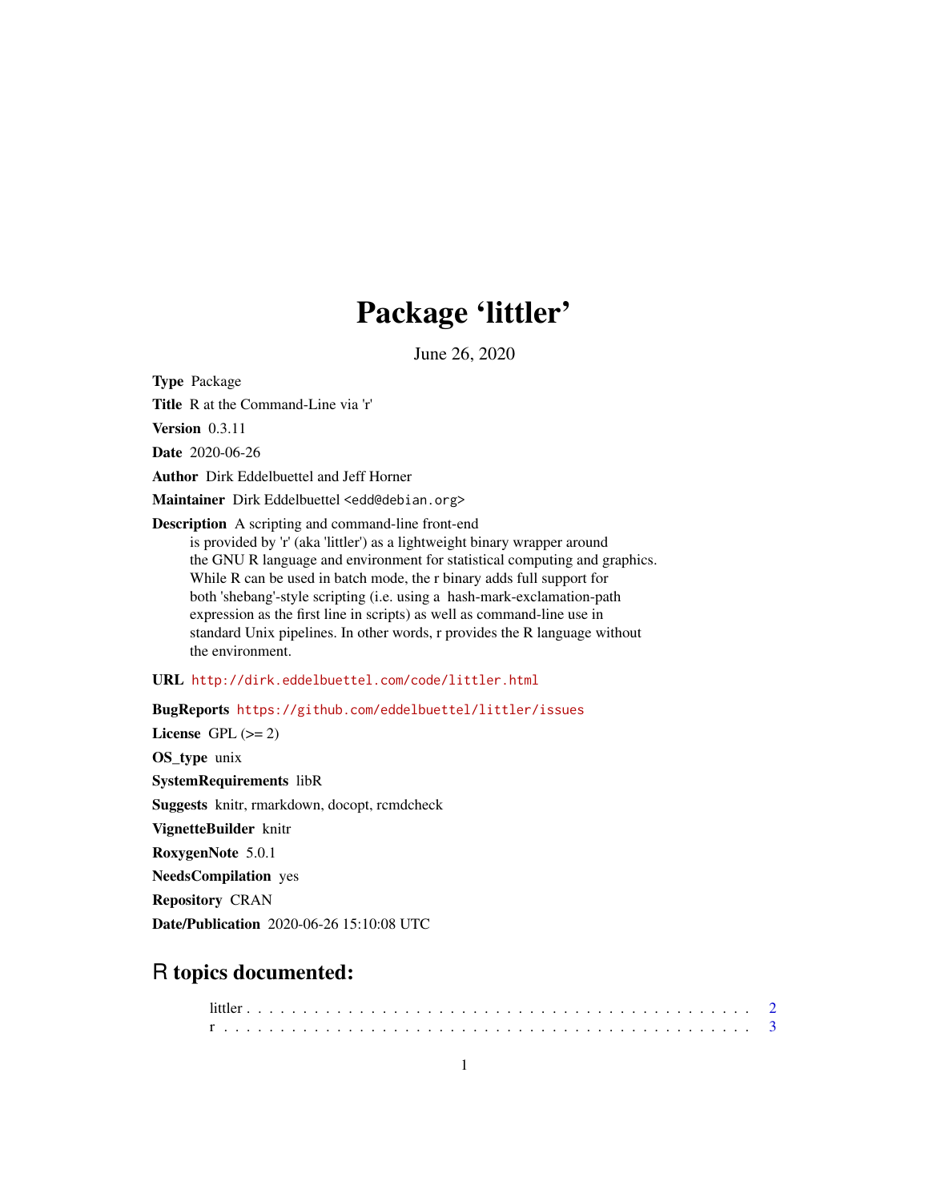# Package 'littler'

June 26, 2020

**Type** Package

**Title** R at the Command-Line via 'r'

**Version** 0.3.11

**Date** 2020-06-26

**Author** Dirk Eddelbuettel and Jeff Horner

**Maintainer** Dirk Eddelbuettel <edd@debian.org>

**Description** A scripting and command-line front-end is provided by 'r' (aka 'littler') as a lightweight binary wrapper around the GNU R language and environment for statistical computing and graphics. While R can be used in batch mode, the r binary adds full support for both 'shebang'-style scripting (i.e. using a hash-mark-exclamation-path expression as the first line in scripts) as well as command-line use in standard Unix pipelines. In other words, r provides the R language without the environment.

**URL** http://dirk.eddelbuettel.com/code/littler.html

**BugReports** https://github.com/eddelbuettel/littler/issues

**License** GPL (>= 2)

**OS_type** unix

**SystemRequirements** libR

**Suggests** knitr, rmarkdown, docopt, rcmdcheck

**VignetteBuilder** knitr

**RoxygenNote** 5.0.1

**NeedsCompilation** yes

**Repository** CRAN

**Date/Publication** 2020-06-26 15:10:08 UTC

## R topics documented:

littler . . . . . . . . . . . . . . . . . . . . . . . . . . . . . . . . . . . . . . . . . . . 2
r . . . . . . . . . . . . . . . . . . . . . . . . . . . . . . . . . . . . . . . . . . . . . 3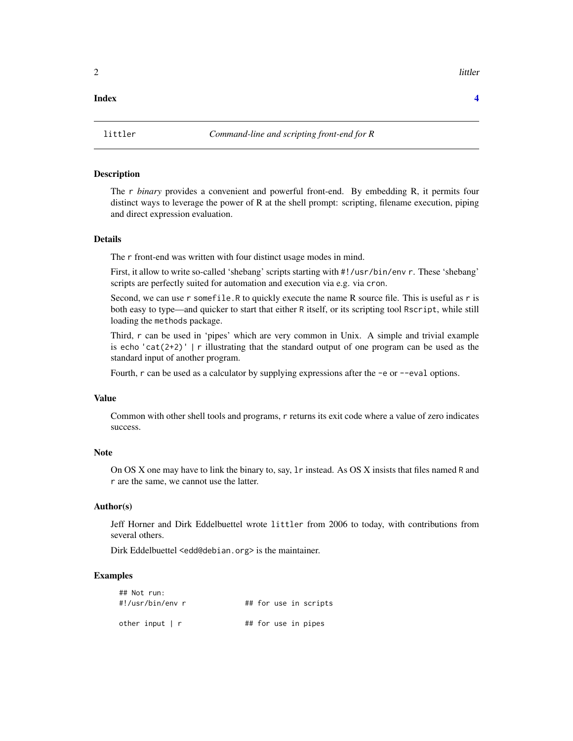**Index** **4**

---

littler *Command-line and scripting front-end for R*

---

### Description

The r *binary* provides a convenient and powerful front-end. By embedding R, it permits four distinct ways to leverage the power of R at the shell prompt: scripting, filename execution, piping and direct expression evaluation.

### Details

The r front-end was written with four distinct usage modes in mind.

First, it allow to write so-called 'shebang' scripts starting with `#!/usr/bin/env r`. These 'shebang' scripts are perfectly suited for automation and execution via e.g. via `cron`.

Second, we can use `r somefile.R` to quickly execute the name R source file. This is useful as r is both easy to type—and quicker to start that either R itself, or its scripting tool `Rscript`, while still loading the `methods` package.

Third, r can be used in 'pipes' which are very common in Unix. A simple and trivial example is `echo 'cat(2+2)' | r` illustrating that the standard output of one program can be used as the standard input of another program.

Fourth, r can be used as a calculator by supplying expressions after the `-e` or `--eval` options.

### Value

Common with other shell tools and programs, r returns its exit code where a value of zero indicates success.

### Note

On OS X one may have to link the binary to, say, `lr` instead. As OS X insists that files named R and r are the same, we cannot use the latter.

### Author(s)

Jeff Horner and Dirk Eddelbuettel wrote `littler` from 2006 to today, with contributions from several others.

Dirk Eddelbuettel <edd@debian.org> is the maintainer.

### Examples

```
## Not run:
#!/usr/bin/env r            ## for use in scripts

other input | r             ## for use in pipes
```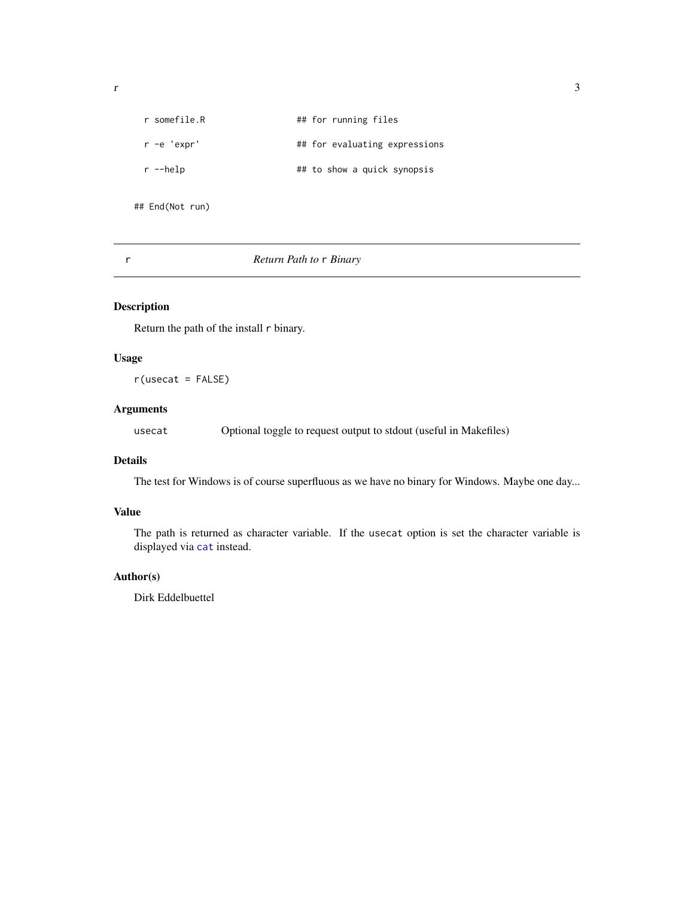```
  r somefile.R              ## for running files

  r -e 'expr'               ## for evaluating expressions

  r --help                  ## to show a quick synopsis

## End(Not run)
```

---

`r` *Return Path to* `r` *Binary*

---

### Description

Return the path of the install `r` binary.

### Usage

```
r(usecat = FALSE)
```

### Arguments

| | |
|---|---|
| `usecat` | Optional toggle to request output to stdout (useful in Makefiles) |

### Details

The test for Windows is of course superfluous as we have no binary for Windows. Maybe one day...

### Value

The path is returned as character variable. If the `usecat` option is set the character variable is displayed via `cat` instead.

### Author(s)

Dirk Eddelbuettel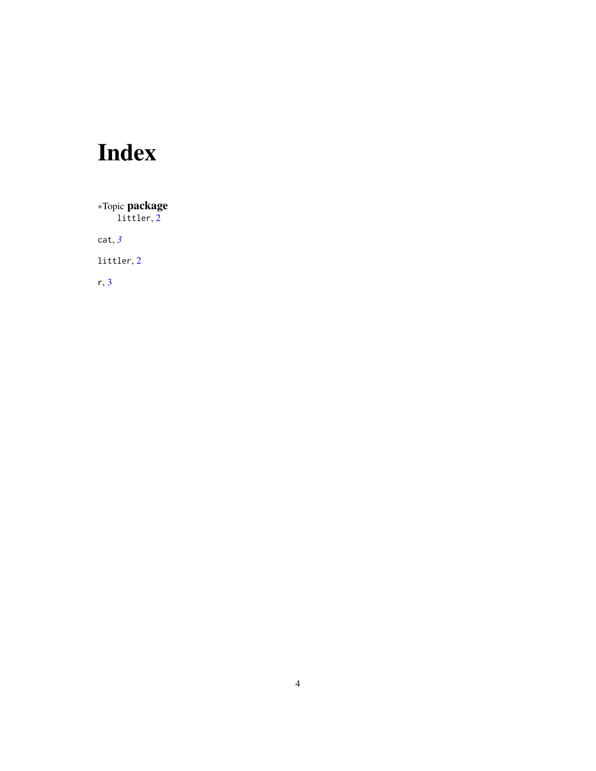# Index

*Topic **package**
    `littler`, 2

`cat`, *3*

`littler`, 2

`r`, 3